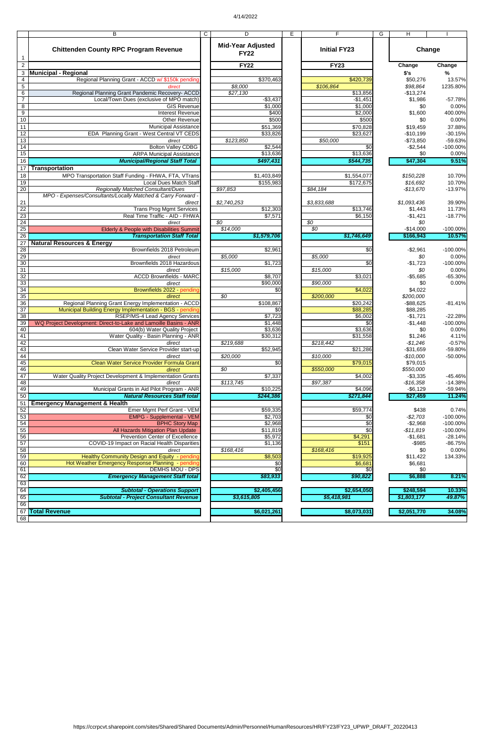| | Chittenden County RPC Program Revenue | Mid-Year Adjusted FY22 | | Initial FY23 | | Change | |
|---|---|---|---|---|---|---|---|
| | | **FY22** | | **FY23** | | **Change** | **Change** |
| **Municipal - Regional** | | | | | | **$'s** | **%** |
| | Regional Planning Grant - ACCD w/ $150k pending | | $370,463 | | $420,739 | $50,276 | 13.57% |
| | *direct* | *$8,000* | | *$106,864* | | *$98,864* | 1235.80% |
| | Regional Planning Grant Pandemic Recovery- ACCD | *$27,130* | | | $13,856 | -$13,274 | |
| | Local/Town Dues (exclusive of MPO match) | | -$3,437 | | -$1,451 | $1,986 | -57.78% |
| | GIS Revenue | | $1,000 | | $1,000 | $0 | 0.00% |
| | Interest Revenue | | $400 | | $2,000 | $1,600 | 400.00% |
| | Other Revenue | | $500 | | $500 | $0 | 0.00% |
| | Municipal Assistance | | $51,369 | | $70,828 | $19,459 | 37.88% |
| | EDA Planning Grant - West Central VT CEDS | | $33,826 | | $23,627 | -$10,199 | -30.15% |
| | *direct* | *$123,850* | | *$50,000* | | -$73,850 | -59.63% |
| | Bolton Valley CDBG | | $2,544 | | $0 | -$2,544 | -100.00% |
| | ARPA Municipal Assistance | | $13,636 | | $13,636 | $0 | 0.00% |
| | ***Municipal/Regional Staff Total*** | | ***$497,431*** | | ***$544,735*** | **$47,304** | **9.51%** |
| **Transportation** | | | | | | | |
| | MPO Transportation Staff Funding - FHWA, FTA, VTrans | | $1,403,849 | | $1,554,077 | *$150,228* | 10.70% |
| | Local Dues Match Staff | | $155,983 | | $172,675 | *$16,692* | 10.70% |
| | *Regionally Matched Consultant/Dues* | *$97,853* | | *$84,184* | | *-$13,670* | -13.97% |
| | *MPO - Expenses/Consultants/Locally Matched & Carry Forward - direct* | *$2,740,253* | | *$3,833,688* | | *$1,093,436* | 39.90% |
| | Trans Prog Mgmt Services | | $12,303 | | $13,746 | $1,443 | 11.73% |
| | Real Time Traffic - AID - FHWA | | $7,571 | | $6,150 | -$1,421 | -18.77% |
| | *direct* | *$0* | | *$0* | | *$0* | |
| | Elderly & People with Disabilities Summit | *$14,000* | | *$0* | | -$14,000 | -100.00% |
| | ***Transportation Staff Total*** | | ***$1,579,706*** | | ***$1,746,649*** | **$166,943** | **10.57%** |
| **Natural Resources & Energy** | | | | | | | |
| | Brownfields 2018 Petroleum | | $2,961 | | $0 | -$2,961 | -100.00% |
| | *direct* | *$5,000* | | *$5,000* | | *$0* | 0.00% |
| | Brownfields 2018 Hazardous | | $1,723 | | $0 | -$1,723 | -100.00% |
| | *direct* | *$15,000* | | *$15,000* | | *$0* | 0.00% |
| | ACCD Brownfields - MARC | | $8,707 | | $3,021 | -$5,685 | -65.30% |
| | *direct* | | $90,000 | *$90,000* | | $0 | 0.00% |
| | Brownfields 2022 - pending | | $0 | | $4,022 | $4,022 | |
| | *direct* | *$0* | | *$200,000* | | *$200,000* | |
| | Regional Planning Grant Energy Implementation - ACCD | | $108,867 | | $20,242 | -$88,625 | -81.41% |
| | Municipal Building Energy Implementation - BGS - pending | | $0 | | $88,285 | $88,285 | |
| | RSEP/MS-4 Lead Agency Services | | $7,723 | | $6,002 | -$1,721 | -22.28% |
| | WQ Project Development: Direct-to-Lake and Lamoille Basins - ANR | | $1,448 | | $0 | -$1,448 | -100.00% |
| | 604(b) Water Quality Project | | $3,636 | | $3,636 | $0 | 0.00% |
| | Water Quality - Basin Planning - ANR | | $30,312 | | $31,558 | $1,246 | 4.11% |
| | *direct* | *$219,688* | | *$218,442* | | *-$1,246* | -0.57% |
| | Clean Water Service Provider start-up | | $52,945 | | $21,286 | -$31,659 | -59.80% |
| | *direct* | *$20,000* | | *$10,000* | | *-$10,000* | -50.00% |
| | Clean Water Service Provider Formula Grant | | $0 | | $79,015 | $79,015 | |
| | *direct* | *$0* | | *$550,000* | | *$550,000* | |
| | Water Quality Project Development & Implementation Grants | | $7,337 | | $4,002 | -$3,335 | -45.46% |
| | *direct* | *$113,745* | | *$97,387* | | *-$16,358* | -14.38% |
| | Municipal Grants in Aid Pilot Program - ANR | | $10,225 | | $4,096 | -$6,129 | -59.94% |
| | ***Natural Resources Staff total*** | | ***$244,386*** | | ***$271,844*** | **$27,459** | **11.24%** |
| **Emergency Management & Health** | | | | | | | |
| | Emer Mgmt Perf Grant - VEM | | $59,335 | | $59,774 | $438 | 0.74% |
| | EMPG - Supplemental - VEM | | $2,703 | | $0 | *-$2,703* | -100.00% |
| | BPHC Story Map | | $2,968 | | $0 | -$2,968 | -100.00% |
| | All Hazards Mitigation Plan Update | | $11,819 | | $0 | *-$11,819* | -100.00% |
| | Prevention Center of Excellence | | $5,972 | | $4,291 | -$1,681 | -28.14% |
| | COVID-19 Impact on Racial Health Disparities | | $1,136 | | $151 | -$985 | -86.75% |
| | *direct* | *$168,416* | | *$168,416* | | $0 | 0.00% |
| | Healthy Community Design and Equity - pending | | $8,503 | | $19,925 | $11,422 | 134.33% |
| | Hot Weather Emergency Response Planning - pending | | $0 | | $6,681 | $6,681 | |
| | DEMHS MOU - DPS | | $0 | | $0 | $0 | |
| | ***Emergency Management Staff total*** | | ***$83,933*** | | ***$90,822*** | **$6,888** | **8.21%** |
| | ***Subtotal - Operations Support*** | | ***$2,405,456*** | | ***$2,654,050*** | **$248,594** | **10.33%** |
| | ***Subtotal - Project Consultant Revenue*** | ***$3,615,805*** | | ***$5,418,981*** | | ***$1,803,177*** | ***49.87%*** |
| **Total Revenue** | | | **$6,021,261** | | **$8,073,031** | **$2,051,770** | **34.08%** |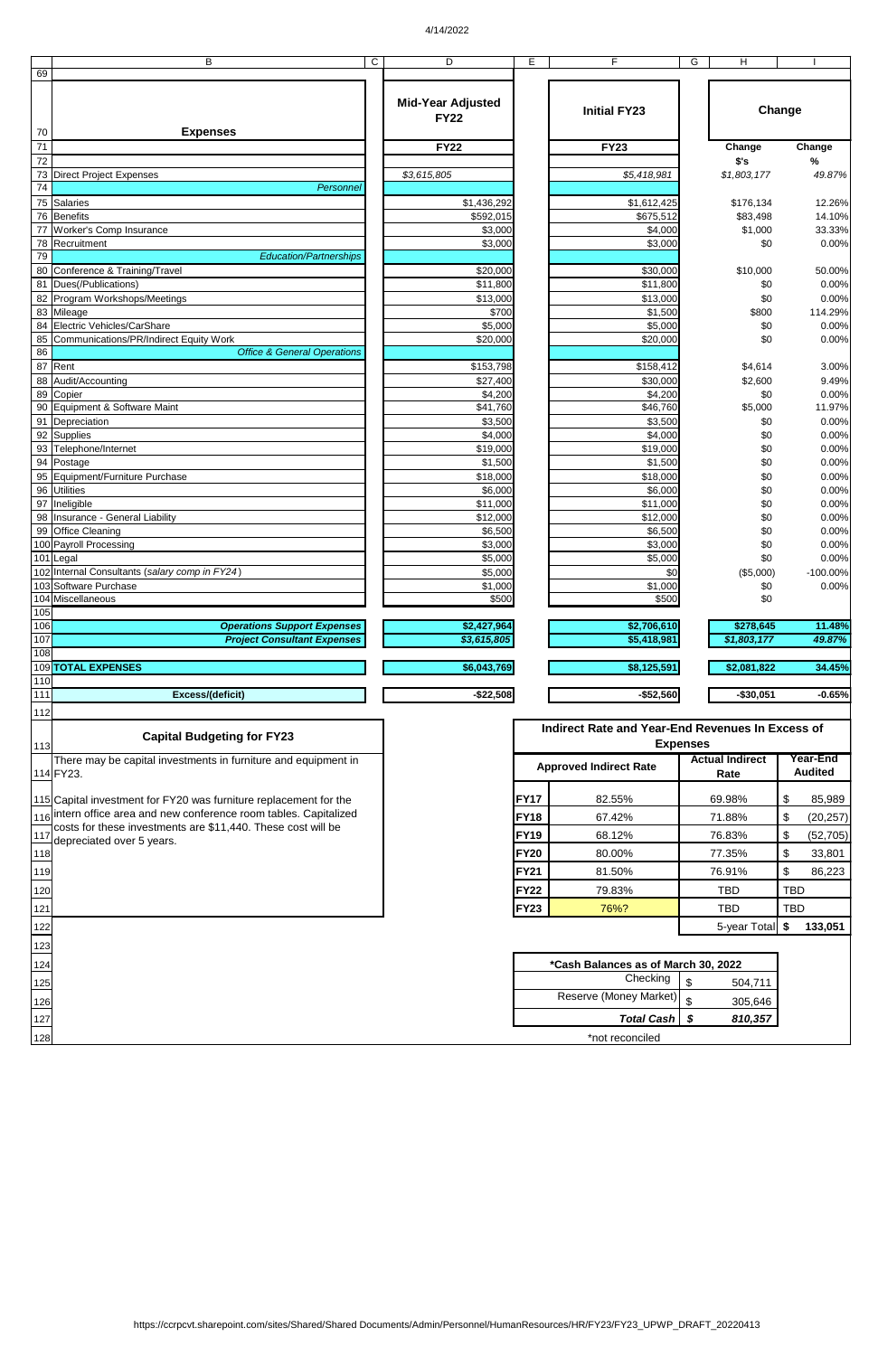| Expenses | Mid-Year Adjusted FY22 | Initial FY23 | Change | |
|---|---|---|---|---|
| | FY22 | FY23 | Change $'s | Change % |
| Direct Project Expenses | *$3,615,805* | *$5,418,981* | *$1,803,177* | *49.87%* |
| *Personnel* | | | | |
| Salaries | $1,436,292 | $1,612,425 | $176,134 | 12.26% |
| Benefits | $592,015 | $675,512 | $83,498 | 14.10% |
| Worker's Comp Insurance | $3,000 | $4,000 | $1,000 | 33.33% |
| Recruitment | $3,000 | $3,000 | $0 | 0.00% |
| *Education/Partnerships* | | | | |
| Conference & Training/Travel | $20,000 | $30,000 | $10,000 | 50.00% |
| Dues(/Publications) | $11,800 | $11,800 | $0 | 0.00% |
| Program Workshops/Meetings | $13,000 | $13,000 | $0 | 0.00% |
| Mileage | $700 | $1,500 | $800 | 114.29% |
| Electric Vehicles/CarShare | $5,000 | $5,000 | $0 | 0.00% |
| Communications/PR/Indirect Equity Work | $20,000 | $20,000 | $0 | 0.00% |
| *Office & General Operations* | | | | |
| Rent | $153,798 | $158,412 | $4,614 | 3.00% |
| Audit/Accounting | $27,400 | $30,000 | $2,600 | 9.49% |
| Copier | $4,200 | $4,200 | $0 | 0.00% |
| Equipment & Software Maint | $41,760 | $46,760 | $5,000 | 11.97% |
| Depreciation | $3,500 | $3,500 | $0 | 0.00% |
| Supplies | $4,000 | $4,000 | $0 | 0.00% |
| Telephone/Internet | $19,000 | $19,000 | $0 | 0.00% |
| Postage | $1,500 | $1,500 | $0 | 0.00% |
| Equipment/Furniture Purchase | $18,000 | $18,000 | $0 | 0.00% |
| Utilities | $6,000 | $6,000 | $0 | 0.00% |
| Ineligible | $11,000 | $11,000 | $0 | 0.00% |
| Insurance - General Liability | $12,000 | $12,000 | $0 | 0.00% |
| Office Cleaning | $6,500 | $6,500 | $0 | 0.00% |
| Payroll Processing | $3,000 | $3,000 | $0 | 0.00% |
| Legal | $5,000 | $5,000 | $0 | 0.00% |
| Internal Consultants (*salary comp in FY24*) | $5,000 | $0 | ($5,000) | -100.00% |
| Software Purchase | $1,000 | $1,000 | $0 | 0.00% |
| Miscellaneous | $500 | $500 | $0 | |
| **Operations Support Expenses** | **$2,427,964** | **$2,706,610** | **$278,645** | **11.48%** |
| ***Project Consultant Expenses*** | ***$3,615,805*** | ***$5,418,981*** | ***$1,803,177*** | ***49.87%*** |
| **TOTAL EXPENSES** | **$6,043,769** | **$8,125,591** | **$2,081,822** | **34.45%** |
| **Excess/(deficit)** | **-$22,508** | **-$52,560** | **-$30,051** | **-0.65%** |

## Capital Budgeting for FY23

There may be capital investments in furniture and equipment in FY23.

Capital investment for FY20 was furniture replacement for the intern office area and new conference room tables. Capitalized costs for these investments are $11,440. These cost will be depreciated over 5 years.

## Indirect Rate and Year-End Revenues In Excess of Expenses

| | Approved Indirect Rate | Actual Indirect Rate | Year-End Audited |
|---|---|---|---|
| FY17 | 82.55% | 69.98% | $ 85,989 |
| FY18 | 67.42% | 71.88% | $ (20,257) |
| FY19 | 68.12% | 76.83% | $ (52,705) |
| FY20 | 80.00% | 77.35% | $ 33,801 |
| FY21 | 81.50% | 76.91% | $ 86,223 |
| FY22 | 79.83% | TBD | TBD |
| FY23 | 76%? | TBD | TBD |
| | | 5-year Total | **$ 133,051** |

| *Cash Balances as of March 30, 2022 | |
|---|---|
| Checking | $ 504,711 |
| Reserve (Money Market) | $ 305,646 |
| ***Total Cash*** | ***$ 810,357*** |

*not reconciled